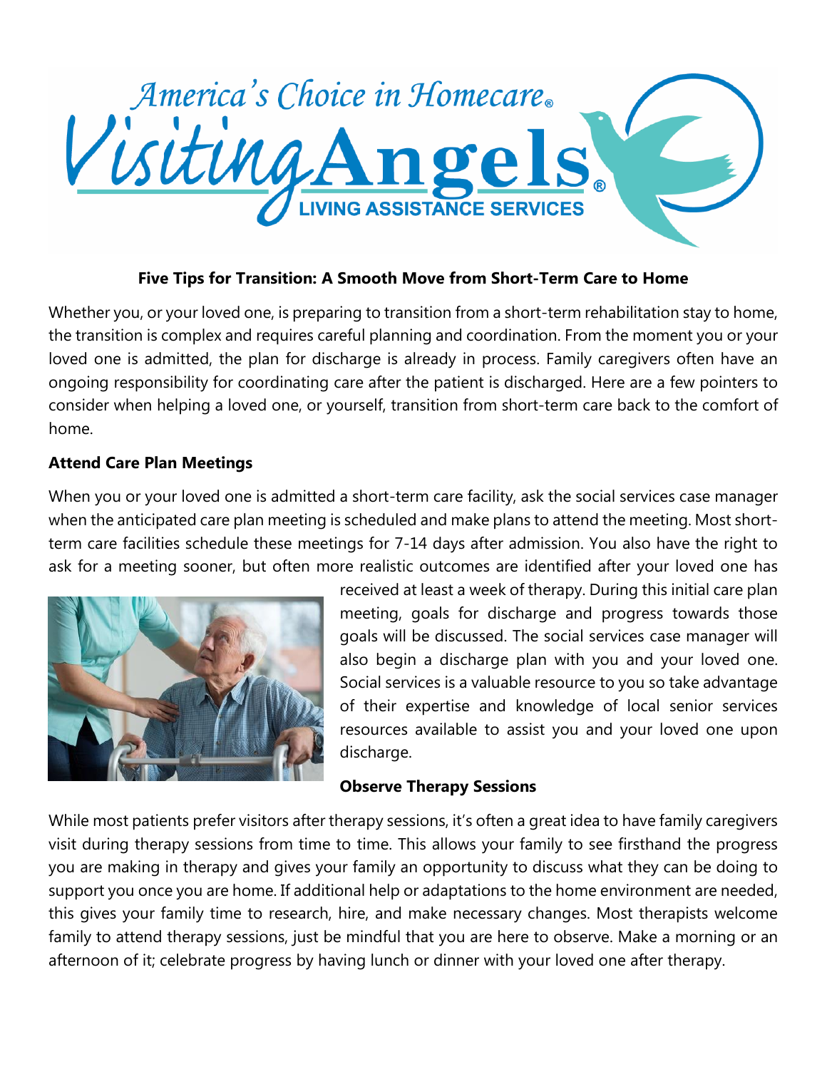America's Choice in Homecare®

Visiting Angels®

LIVING ASSISTANCE SERVICES

**Five Tips for Transition: A Smooth Move from Short-Term Care to Home**

Whether you, or your loved one, is preparing to transition from a short-term rehabilitation stay to home, the transition is complex and requires careful planning and coordination. From the moment you or your loved one is admitted, the plan for discharge is already in process. Family caregivers often have an ongoing responsibility for coordinating care after the patient is discharged. Here are a few pointers to consider when helping a loved one, or yourself, transition from short-term care back to the comfort of home.

**Attend Care Plan Meetings**

When you or your loved one is admitted a short-term care facility, ask the social services case manager when the anticipated care plan meeting is scheduled and make plans to attend the meeting. Most short-term care facilities schedule these meetings for 7-14 days after admission. You also have the right to ask for a meeting sooner, but often more realistic outcomes are identified after your loved one has received at least a week of therapy. During this initial care plan meeting, goals for discharge and progress towards those goals will be discussed. The social services case manager will also begin a discharge plan with you and your loved one. Social services is a valuable resource to you so take advantage of their expertise and knowledge of local senior services resources available to assist you and your loved one upon discharge.

**Observe Therapy Sessions**

While most patients prefer visitors after therapy sessions, it's often a great idea to have family caregivers visit during therapy sessions from time to time. This allows your family to see firsthand the progress you are making in therapy and gives your family an opportunity to discuss what they can be doing to support you once you are home. If additional help or adaptations to the home environment are needed, this gives your family time to research, hire, and make necessary changes. Most therapists welcome family to attend therapy sessions, just be mindful that you are here to observe. Make a morning or an afternoon of it; celebrate progress by having lunch or dinner with your loved one after therapy.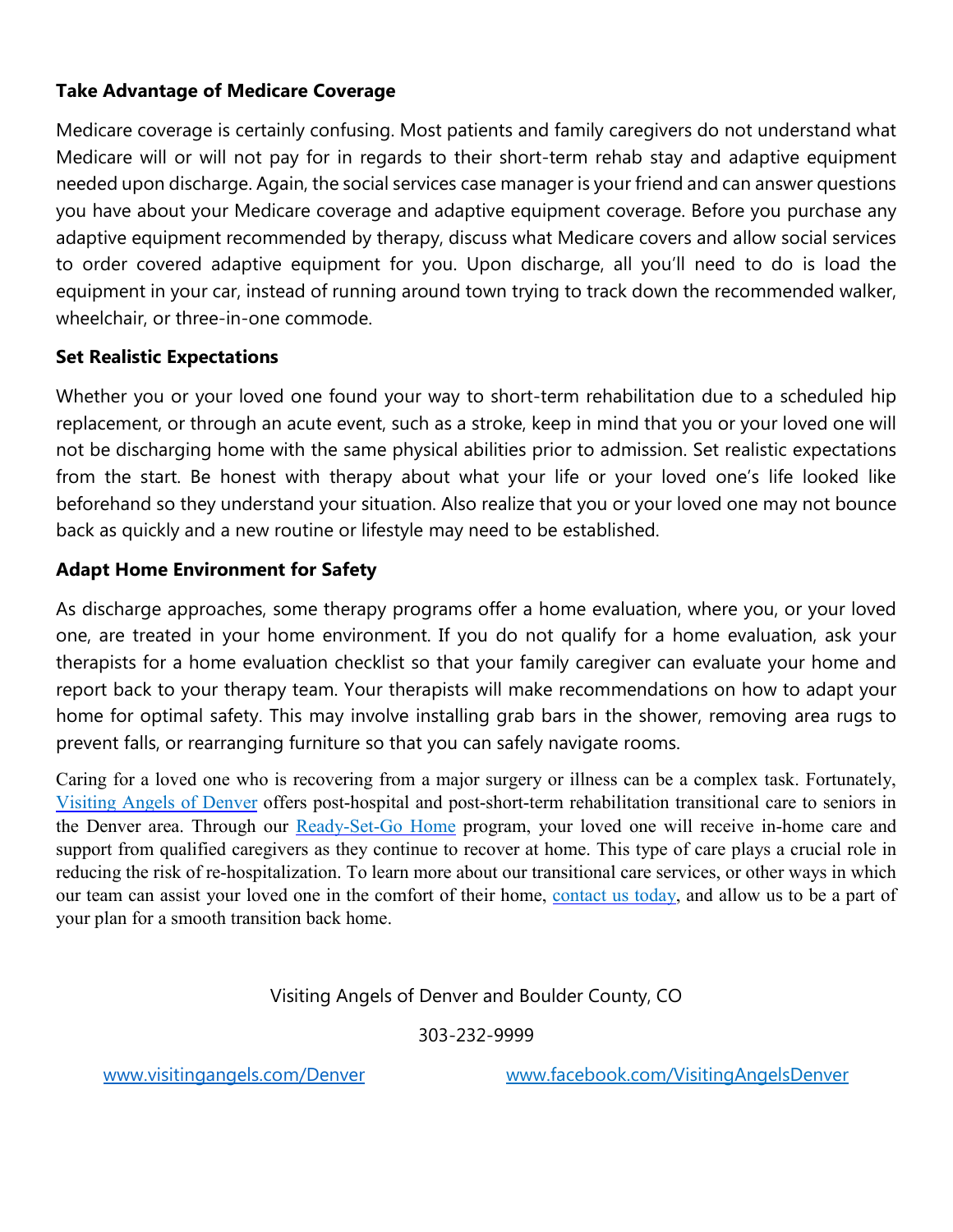### Take Advantage of Medicare Coverage

Medicare coverage is certainly confusing. Most patients and family caregivers do not understand what Medicare will or will not pay for in regards to their short-term rehab stay and adaptive equipment needed upon discharge. Again, the social services case manager is your friend and can answer questions you have about your Medicare coverage and adaptive equipment coverage. Before you purchase any adaptive equipment recommended by therapy, discuss what Medicare covers and allow social services to order covered adaptive equipment for you. Upon discharge, all you'll need to do is load the equipment in your car, instead of running around town trying to track down the recommended walker, wheelchair, or three-in-one commode.

### Set Realistic Expectations

Whether you or your loved one found your way to short-term rehabilitation due to a scheduled hip replacement, or through an acute event, such as a stroke, keep in mind that you or your loved one will not be discharging home with the same physical abilities prior to admission. Set realistic expectations from the start. Be honest with therapy about what your life or your loved one's life looked like beforehand so they understand your situation. Also realize that you or your loved one may not bounce back as quickly and a new routine or lifestyle may need to be established.

### Adapt Home Environment for Safety

As discharge approaches, some therapy programs offer a home evaluation, where you, or your loved one, are treated in your home environment. If you do not qualify for a home evaluation, ask your therapists for a home evaluation checklist so that your family caregiver can evaluate your home and report back to your therapy team. Your therapists will make recommendations on how to adapt your home for optimal safety. This may involve installing grab bars in the shower, removing area rugs to prevent falls, or rearranging furniture so that you can safely navigate rooms.

Caring for a loved one who is recovering from a major surgery or illness can be a complex task. Fortunately, Visiting Angels of Denver offers post-hospital and post-short-term rehabilitation transitional care to seniors in the Denver area. Through our Ready-Set-Go Home program, your loved one will receive in-home care and support from qualified caregivers as they continue to recover at home. This type of care plays a crucial role in reducing the risk of re-hospitalization. To learn more about our transitional care services, or other ways in which our team can assist your loved one in the comfort of their home, contact us today, and allow us to be a part of your plan for a smooth transition back home.

Visiting Angels of Denver and Boulder County, CO

303-232-9999

www.visitingangels.com/Denver www.facebook.com/VisitingAngelsDenver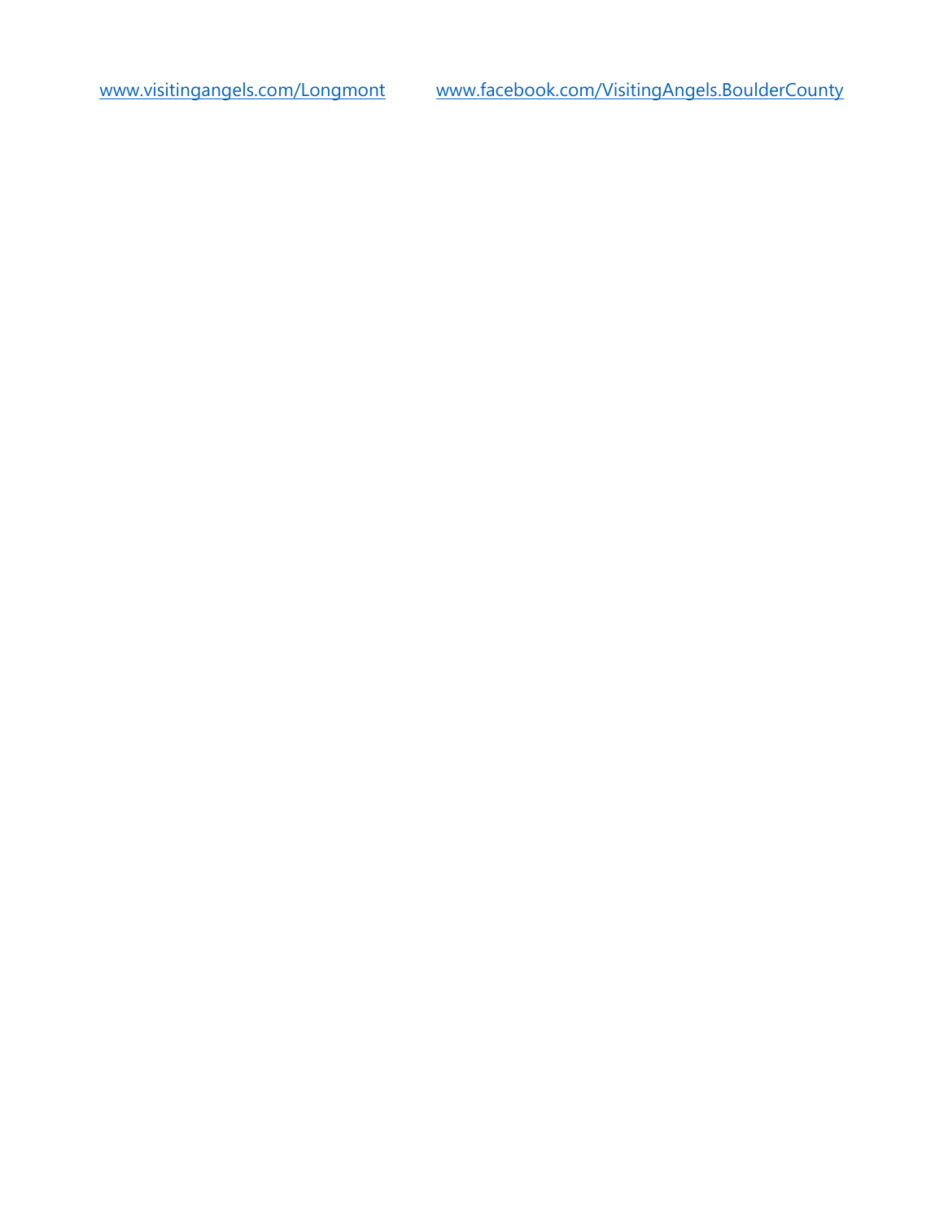www.visitingangels.com/Longmont www.facebook.com/VisitingAngels.BoulderCounty